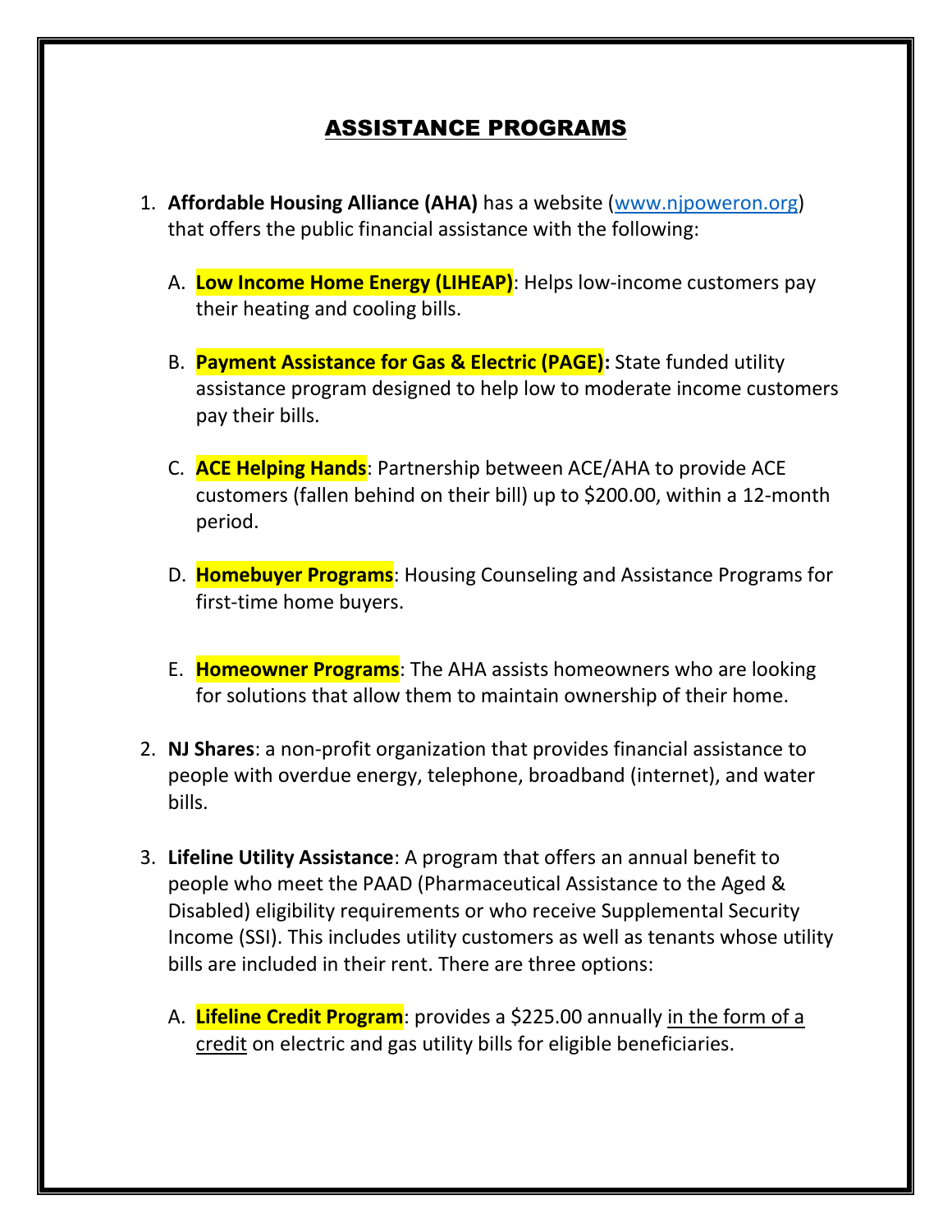# ASSISTANCE PROGRAMS

1. **Affordable Housing Alliance (AHA)** has a website (www.njpoweron.org) that offers the public financial assistance with the following:

   A. **Low Income Home Energy (LIHEAP)**: Helps low-income customers pay their heating and cooling bills.

   B. **Payment Assistance for Gas & Electric (PAGE):** State funded utility assistance program designed to help low to moderate income customers pay their bills.

   C. **ACE Helping Hands**: Partnership between ACE/AHA to provide ACE customers (fallen behind on their bill) up to $200.00, within a 12-month period.

   D. **Homebuyer Programs**: Housing Counseling and Assistance Programs for first-time home buyers.

   E. **Homeowner Programs**: The AHA assists homeowners who are looking for solutions that allow them to maintain ownership of their home.

2. **NJ Shares**: a non-profit organization that provides financial assistance to people with overdue energy, telephone, broadband (internet), and water bills.

3. **Lifeline Utility Assistance**: A program that offers an annual benefit to people who meet the PAAD (Pharmaceutical Assistance to the Aged & Disabled) eligibility requirements or who receive Supplemental Security Income (SSI). This includes utility customers as well as tenants whose utility bills are included in their rent. There are three options:

   A. **Lifeline Credit Program**: provides a $225.00 annually in the form of a credit on electric and gas utility bills for eligible beneficiaries.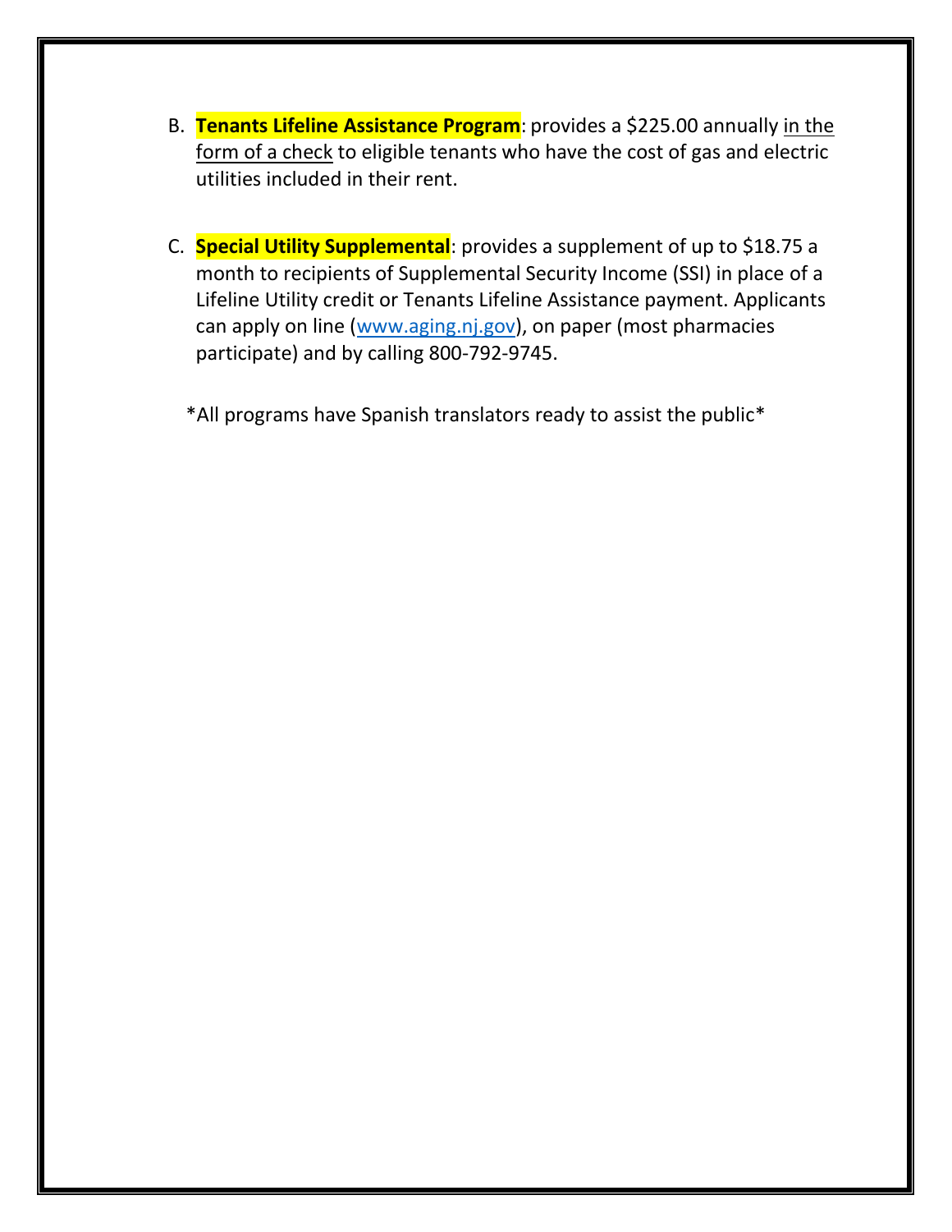B. **Tenants Lifeline Assistance Program**: provides a $225.00 annually in the form of a check to eligible tenants who have the cost of gas and electric utilities included in their rent.

C. **Special Utility Supplemental**: provides a supplement of up to $18.75 a month to recipients of Supplemental Security Income (SSI) in place of a Lifeline Utility credit or Tenants Lifeline Assistance payment. Applicants can apply on line (www.aging.nj.gov), on paper (most pharmacies participate) and by calling 800-792-9745.

*All programs have Spanish translators ready to assist the public*